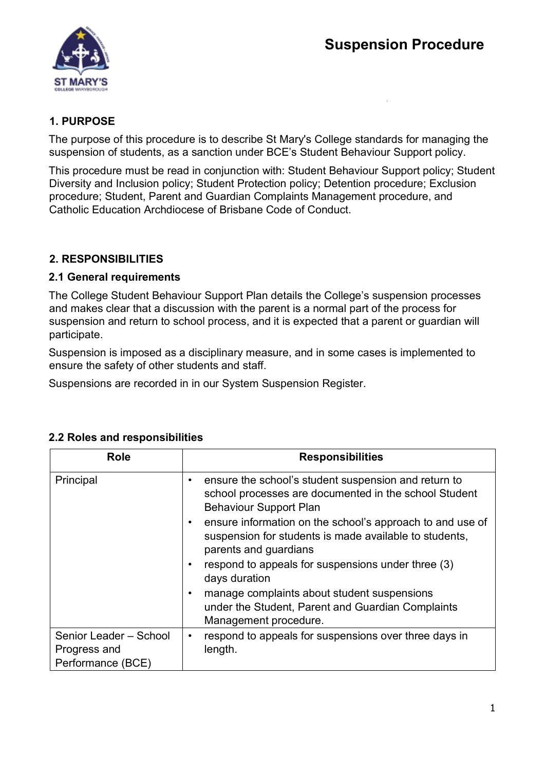# Suspension Procedure

## 1. PURPOSE

The purpose of this procedure is to describe St Mary's College standards for managing the suspension of students, as a sanction under BCE's Student Behaviour Support policy.

This procedure must be read in conjunction with: Student Behaviour Support policy; Student Diversity and Inclusion policy; Student Protection policy; Detention procedure; Exclusion procedure; Student, Parent and Guardian Complaints Management procedure, and Catholic Education Archdiocese of Brisbane Code of Conduct.

## 2. RESPONSIBILITIES

### 2.1 General requirements

The College Student Behaviour Support Plan details the College's suspension processes and makes clear that a discussion with the parent is a normal part of the process for suspension and return to school process, and it is expected that a parent or guardian will participate.

Suspension is imposed as a disciplinary measure, and in some cases is implemented to ensure the safety of other students and staff.

Suspensions are recorded in in our System Suspension Register.

### 2.2 Roles and responsibilities

| Role | Responsibilities |
| --- | --- |
| Principal | • ensure the school's student suspension and return to school processes are documented in the school Student Behaviour Support Plan<br>• ensure information on the school's approach to and use of suspension for students is made available to students, parents and guardians<br>• respond to appeals for suspensions under three (3) days duration<br>• manage complaints about student suspensions under the Student, Parent and Guardian Complaints Management procedure. |
| Senior Leader – School Progress and Performance (BCE) | • respond to appeals for suspensions over three days in length. |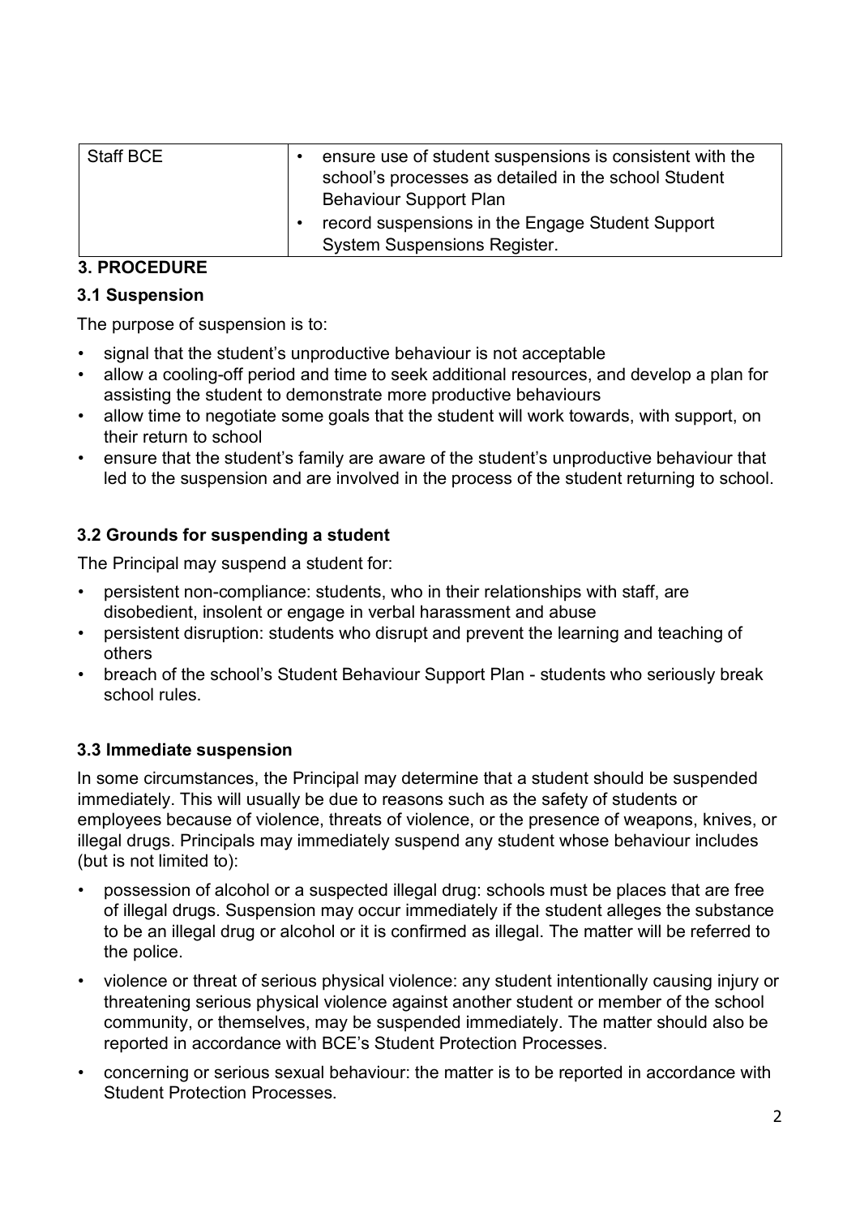| Staff BCE | • ensure use of student suspensions is consistent with the school's processes as detailed in the school Student Behaviour Support Plan<br>• record suspensions in the Engage Student Support System Suspensions Register. |
|---|---|

## 3. PROCEDURE

### 3.1 Suspension

The purpose of suspension is to:

- signal that the student's unproductive behaviour is not acceptable
- allow a cooling-off period and time to seek additional resources, and develop a plan for assisting the student to demonstrate more productive behaviours
- allow time to negotiate some goals that the student will work towards, with support, on their return to school
- ensure that the student's family are aware of the student's unproductive behaviour that led to the suspension and are involved in the process of the student returning to school.

### 3.2 Grounds for suspending a student

The Principal may suspend a student for:

- persistent non-compliance: students, who in their relationships with staff, are disobedient, insolent or engage in verbal harassment and abuse
- persistent disruption: students who disrupt and prevent the learning and teaching of others
- breach of the school's Student Behaviour Support Plan - students who seriously break school rules.

### 3.3 Immediate suspension

In some circumstances, the Principal may determine that a student should be suspended immediately. This will usually be due to reasons such as the safety of students or employees because of violence, threats of violence, or the presence of weapons, knives, or illegal drugs. Principals may immediately suspend any student whose behaviour includes (but is not limited to):

- possession of alcohol or a suspected illegal drug: schools must be places that are free of illegal drugs. Suspension may occur immediately if the student alleges the substance to be an illegal drug or alcohol or it is confirmed as illegal. The matter will be referred to the police.
- violence or threat of serious physical violence: any student intentionally causing injury or threatening serious physical violence against another student or member of the school community, or themselves, may be suspended immediately. The matter should also be reported in accordance with BCE's Student Protection Processes.
- concerning or serious sexual behaviour: the matter is to be reported in accordance with Student Protection Processes.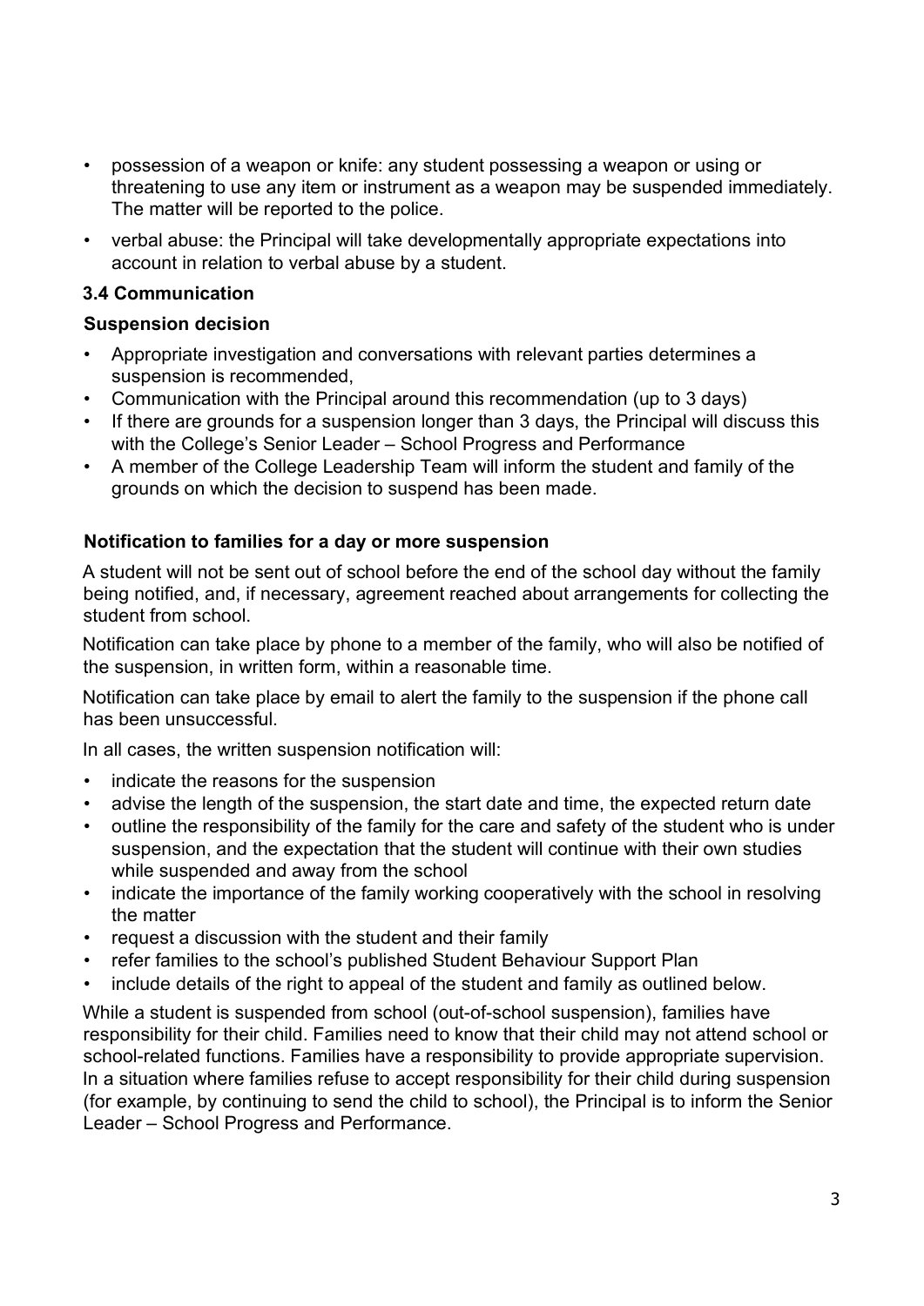- possession of a weapon or knife: any student possessing a weapon or using or threatening to use any item or instrument as a weapon may be suspended immediately. The matter will be reported to the police.
- verbal abuse: the Principal will take developmentally appropriate expectations into account in relation to verbal abuse by a student.

### 3.4 Communication

#### Suspension decision

- Appropriate investigation and conversations with relevant parties determines a suspension is recommended,
- Communication with the Principal around this recommendation (up to 3 days)
- If there are grounds for a suspension longer than 3 days, the Principal will discuss this with the College's Senior Leader – School Progress and Performance
- A member of the College Leadership Team will inform the student and family of the grounds on which the decision to suspend has been made.

#### Notification to families for a day or more suspension

A student will not be sent out of school before the end of the school day without the family being notified, and, if necessary, agreement reached about arrangements for collecting the student from school.

Notification can take place by phone to a member of the family, who will also be notified of the suspension, in written form, within a reasonable time.

Notification can take place by email to alert the family to the suspension if the phone call has been unsuccessful.

In all cases, the written suspension notification will:

- indicate the reasons for the suspension
- advise the length of the suspension, the start date and time, the expected return date
- outline the responsibility of the family for the care and safety of the student who is under suspension, and the expectation that the student will continue with their own studies while suspended and away from the school
- indicate the importance of the family working cooperatively with the school in resolving the matter
- request a discussion with the student and their family
- refer families to the school's published Student Behaviour Support Plan
- include details of the right to appeal of the student and family as outlined below.

While a student is suspended from school (out-of-school suspension), families have responsibility for their child. Families need to know that their child may not attend school or school-related functions. Families have a responsibility to provide appropriate supervision. In a situation where families refuse to accept responsibility for their child during suspension (for example, by continuing to send the child to school), the Principal is to inform the Senior Leader – School Progress and Performance.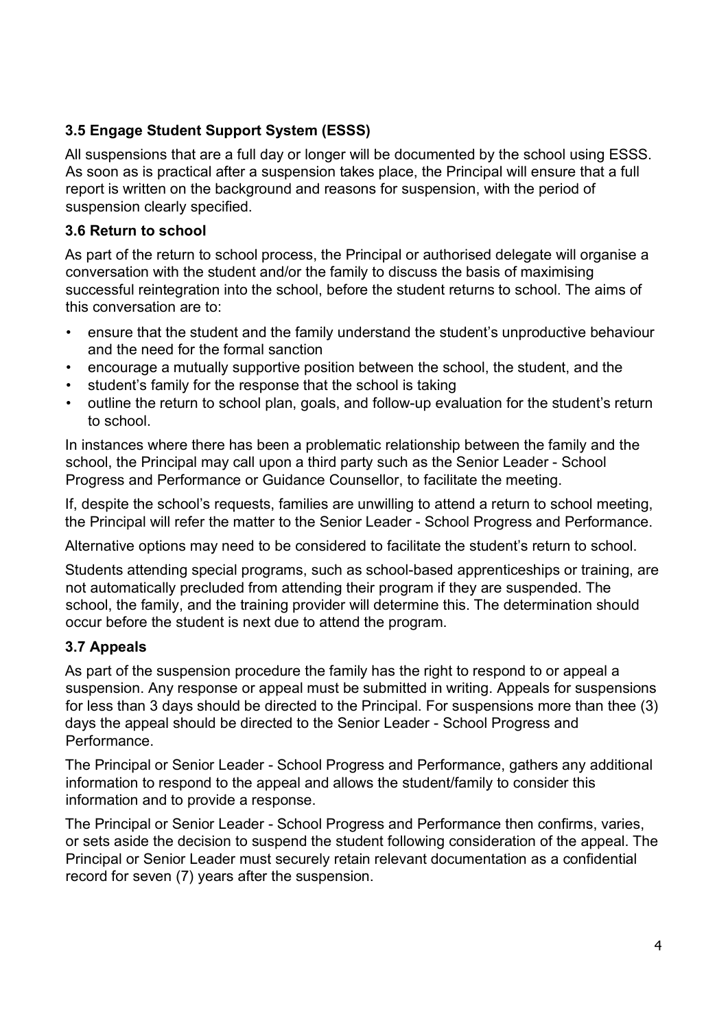### 3.5 Engage Student Support System (ESSS)

All suspensions that are a full day or longer will be documented by the school using ESSS. As soon as is practical after a suspension takes place, the Principal will ensure that a full report is written on the background and reasons for suspension, with the period of suspension clearly specified.

### 3.6 Return to school

As part of the return to school process, the Principal or authorised delegate will organise a conversation with the student and/or the family to discuss the basis of maximising successful reintegration into the school, before the student returns to school. The aims of this conversation are to:

- ensure that the student and the family understand the student's unproductive behaviour and the need for the formal sanction
- encourage a mutually supportive position between the school, the student, and the
- student's family for the response that the school is taking
- outline the return to school plan, goals, and follow-up evaluation for the student's return to school.

In instances where there has been a problematic relationship between the family and the school, the Principal may call upon a third party such as the Senior Leader - School Progress and Performance or Guidance Counsellor, to facilitate the meeting.

If, despite the school's requests, families are unwilling to attend a return to school meeting, the Principal will refer the matter to the Senior Leader - School Progress and Performance.

Alternative options may need to be considered to facilitate the student's return to school.

Students attending special programs, such as school-based apprenticeships or training, are not automatically precluded from attending their program if they are suspended. The school, the family, and the training provider will determine this. The determination should occur before the student is next due to attend the program.

### 3.7 Appeals

As part of the suspension procedure the family has the right to respond to or appeal a suspension. Any response or appeal must be submitted in writing. Appeals for suspensions for less than 3 days should be directed to the Principal. For suspensions more than thee (3) days the appeal should be directed to the Senior Leader - School Progress and Performance.

The Principal or Senior Leader - School Progress and Performance, gathers any additional information to respond to the appeal and allows the student/family to consider this information and to provide a response.

The Principal or Senior Leader - School Progress and Performance then confirms, varies, or sets aside the decision to suspend the student following consideration of the appeal. The Principal or Senior Leader must securely retain relevant documentation as a confidential record for seven (7) years after the suspension.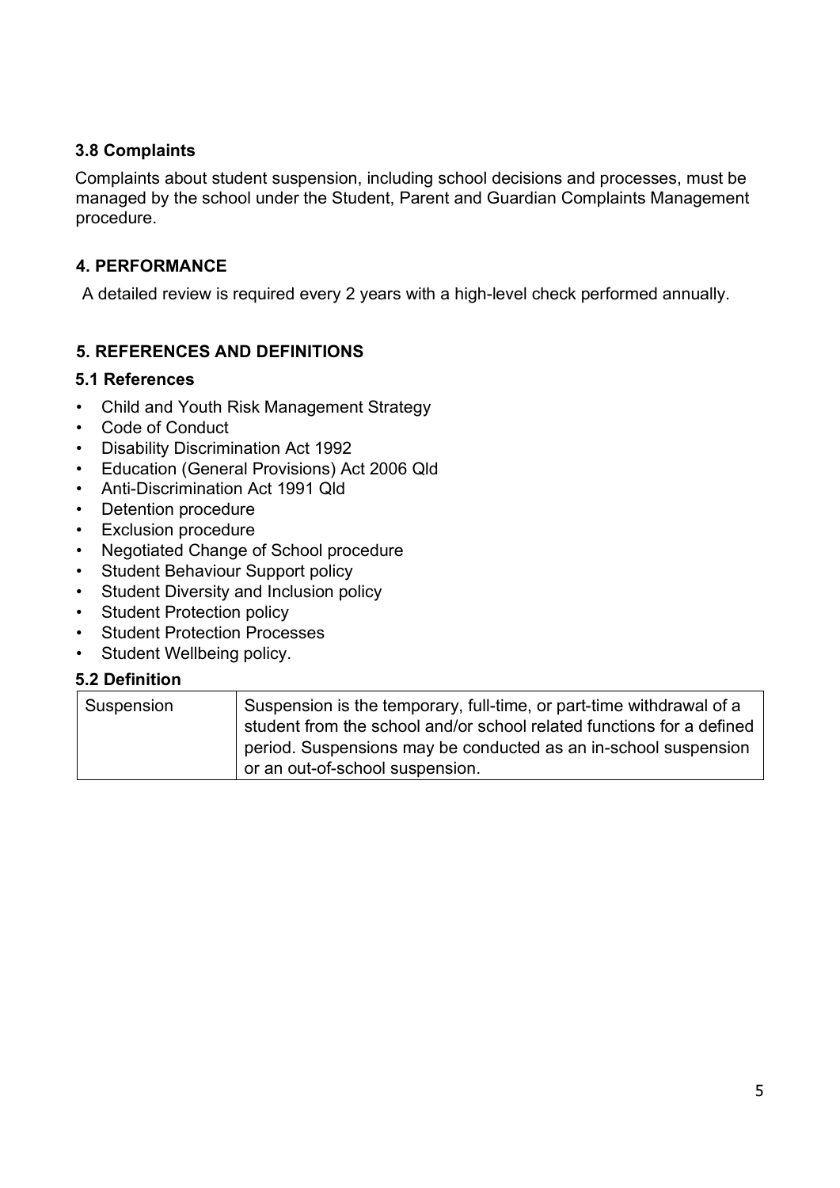### 3.8 Complaints

Complaints about student suspension, including school decisions and processes, must be managed by the school under the Student, Parent and Guardian Complaints Management procedure.

## 4. PERFORMANCE

A detailed review is required every 2 years with a high-level check performed annually.

## 5. REFERENCES AND DEFINITIONS

### 5.1 References

- Child and Youth Risk Management Strategy
- Code of Conduct
- Disability Discrimination Act 1992
- Education (General Provisions) Act 2006 Qld
- Anti-Discrimination Act 1991 Qld
- Detention procedure
- Exclusion procedure
- Negotiated Change of School procedure
- Student Behaviour Support policy
- Student Diversity and Inclusion policy
- Student Protection policy
- Student Protection Processes
- Student Wellbeing policy.

### 5.2 Definition

| | |
|---|---|
| Suspension | Suspension is the temporary, full-time, or part-time withdrawal of a student from the school and/or school related functions for a defined period. Suspensions may be conducted as an in-school suspension or an out-of-school suspension. |